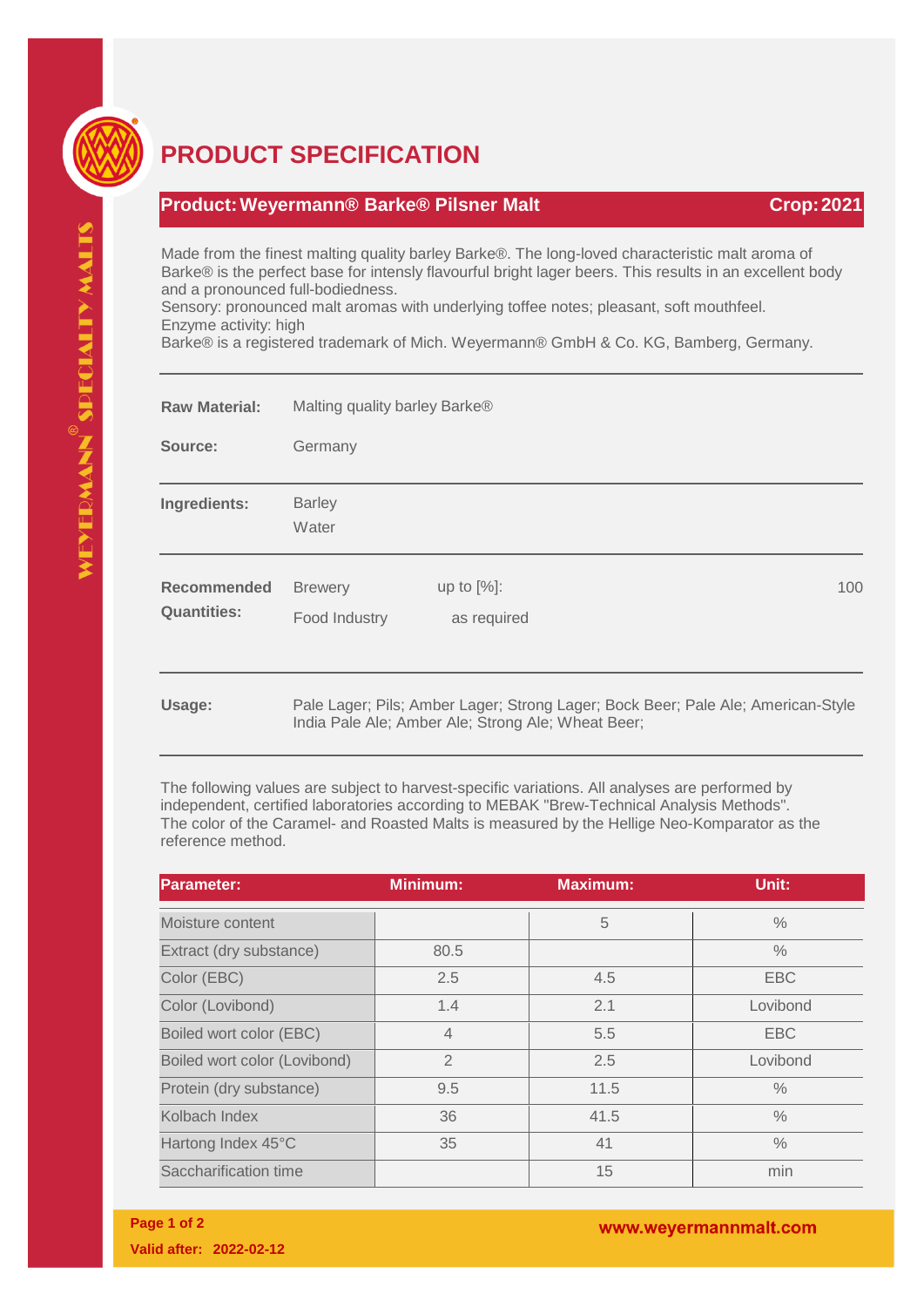# PRODUCT SPECIFICATION

## Product: Weyermann® Barke® Pilsner Malt — Crop: 2021

Made from the finest malting quality barley Barke®. The long-loved characteristic malt aroma of Barke® is the perfect base for intensly flavourful bright lager beers. This results in an excellent body and a pronounced full-bodiedness.
Sensory: pronounced malt aromas with underlying toffee notes; pleasant, soft mouthfeel.
Enzyme activity: high
Barke® is a registered trademark of Mich. Weyermann® GmbH & Co. KG, Bamberg, Germany.

**Raw Material:** Malting quality barley Barke®

**Source:** Germany

**Ingredients:** Barley, Water

**Recommended Quantities:**

| | | |
|---|---|---|
| Brewery | up to [%]: | 100 |
| Food Industry | as required | |

**Usage:** Pale Lager; Pils; Amber Lager; Strong Lager; Bock Beer; Pale Ale; American-Style India Pale Ale; Amber Ale; Strong Ale; Wheat Beer;

The following values are subject to harvest-specific variations. All analyses are performed by independent, certified laboratories according to MEBAK "Brew-Technical Analysis Methods". The color of the Caramel- and Roasted Malts is measured by the Hellige Neo-Komparator as the reference method.

| Parameter: | Minimum: | Maximum: | Unit: |
|---|---|---|---|
| Moisture content | | 5 | % |
| Extract (dry substance) | 80.5 | | % |
| Color (EBC) | 2.5 | 4.5 | EBC |
| Color (Lovibond) | 1.4 | 2.1 | Lovibond |
| Boiled wort color (EBC) | 4 | 5.5 | EBC |
| Boiled wort color (Lovibond) | 2 | 2.5 | Lovibond |
| Protein (dry substance) | 9.5 | 11.5 | % |
| Kolbach Index | 36 | 41.5 | % |
| Hartong Index 45°C | 35 | 41 | % |
| Saccharification time | | 15 | min |

Valid after: 2022-02-12

www.weyermannmalt.com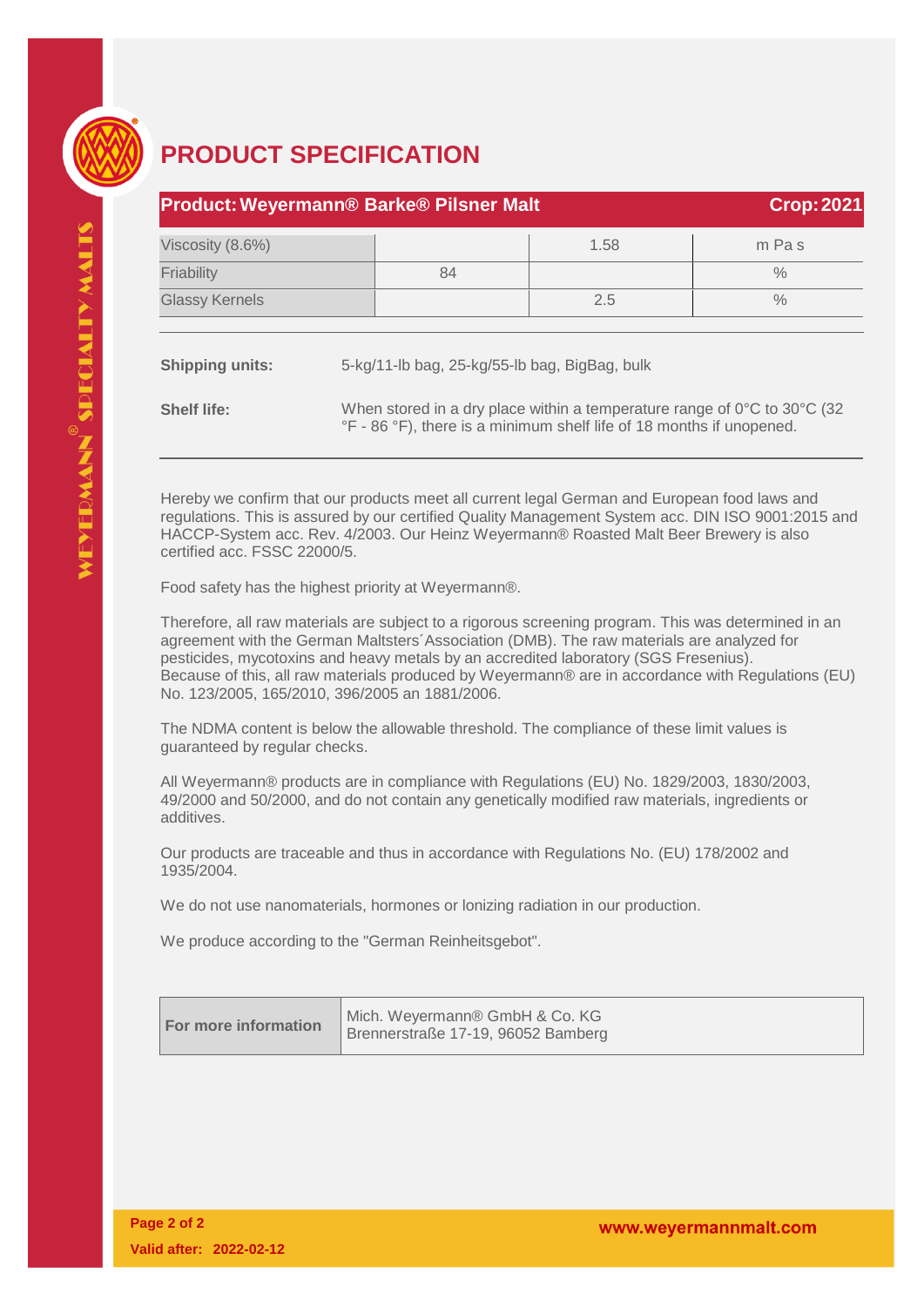# PRODUCT SPECIFICATION

| Product: Weyermann® Barke® Pilsner Malt | | | Crop: 2021 |
|---|---|---|---|
| Viscosity (8.6%) | | 1.58 | m Pa s |
| Friability | 84 | | % |
| Glassy Kernels | | 2.5 | % |

**Shipping units:** 5-kg/11-lb bag, 25-kg/55-lb bag, BigBag, bulk

**Shelf life:** When stored in a dry place within a temperature range of 0°C to 30°C (32 °F - 86 °F), there is a minimum shelf life of 18 months if unopened.

Hereby we confirm that our products meet all current legal German and European food laws and regulations. This is assured by our certified Quality Management System acc. DIN ISO 9001:2015 and HACCP-System acc. Rev. 4/2003. Our Heinz Weyermann® Roasted Malt Beer Brewery is also certified acc. FSSC 22000/5.

Food safety has the highest priority at Weyermann®.

Therefore, all raw materials are subject to a rigorous screening program. This was determined in an agreement with the German Maltsters´Association (DMB). The raw materials are analyzed for pesticides, mycotoxins and heavy metals by an accredited laboratory (SGS Fresenius).
Because of this, all raw materials produced by Weyermann® are in accordance with Regulations (EU) No. 123/2005, 165/2010, 396/2005 an 1881/2006.

The NDMA content is below the allowable threshold. The compliance of these limit values is guaranteed by regular checks.

All Weyermann® products are in compliance with Regulations (EU) No. 1829/2003, 1830/2003, 49/2000 and 50/2000, and do not contain any genetically modified raw materials, ingredients or additives.

Our products are traceable and thus in accordance with Regulations No. (EU) 178/2002 and 1935/2004.

We do not use nanomaterials, hormones or lonizing radiation in our production.

We produce according to the "German Reinheitsgebot".

| | |
|---|---|
| **For more information** | Mich. Weyermann® GmbH & Co. KG<br>Brennerstraße 17-19, 96052 Bamberg |

Valid after: 2022-02-12

www.weyermannmalt.com